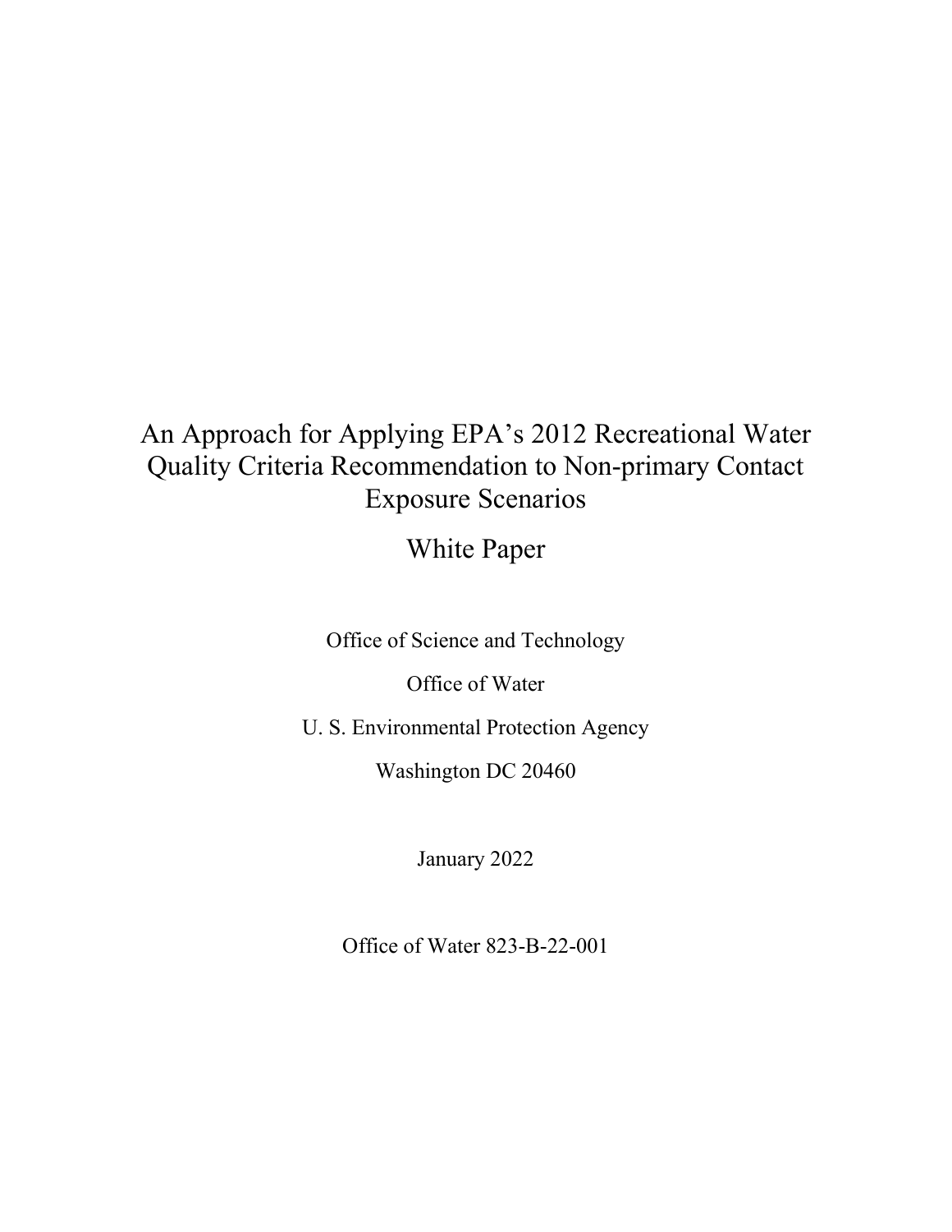# An Approach for Applying EPA's 2012 Recreational Water Quality Criteria Recommendation to Non-primary Contact Exposure Scenarios

## White Paper

Office of Science and Technology

Office of Water

U. S. Environmental Protection Agency

Washington DC 20460

January 2022

Office of Water 823-B-22-001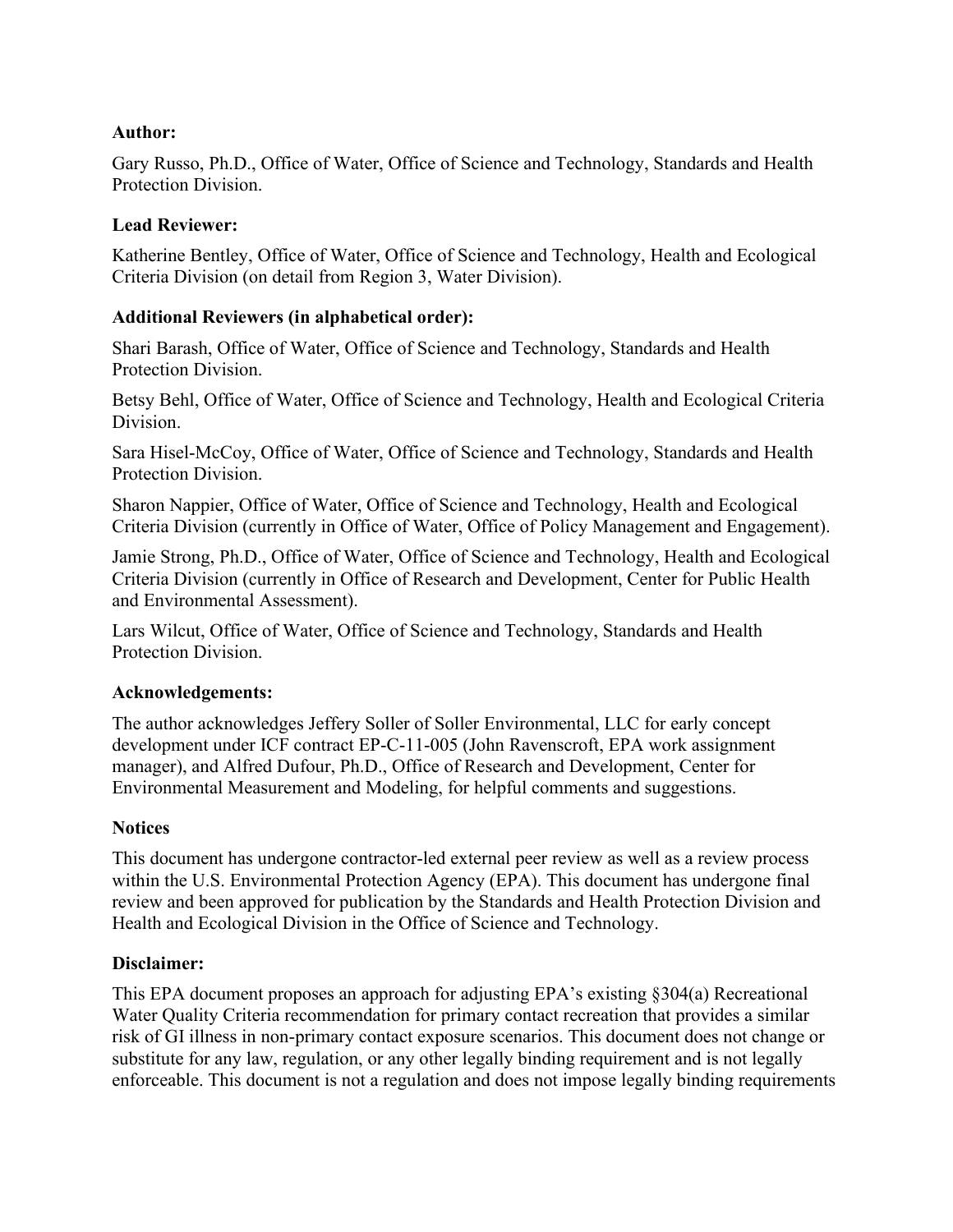**Author:**

Gary Russo, Ph.D., Office of Water, Office of Science and Technology, Standards and Health Protection Division.

**Lead Reviewer:**

Katherine Bentley, Office of Water, Office of Science and Technology, Health and Ecological Criteria Division (on detail from Region 3, Water Division).

**Additional Reviewers (in alphabetical order):**

Shari Barash, Office of Water, Office of Science and Technology, Standards and Health Protection Division.

Betsy Behl, Office of Water, Office of Science and Technology, Health and Ecological Criteria Division.

Sara Hisel-McCoy, Office of Water, Office of Science and Technology, Standards and Health Protection Division.

Sharon Nappier, Office of Water, Office of Science and Technology, Health and Ecological Criteria Division (currently in Office of Water, Office of Policy Management and Engagement).

Jamie Strong, Ph.D., Office of Water, Office of Science and Technology, Health and Ecological Criteria Division (currently in Office of Research and Development, Center for Public Health and Environmental Assessment).

Lars Wilcut, Office of Water, Office of Science and Technology, Standards and Health Protection Division.

**Acknowledgements:**

The author acknowledges Jeffery Soller of Soller Environmental, LLC for early concept development under ICF contract EP-C-11-005 (John Ravenscroft, EPA work assignment manager), and Alfred Dufour, Ph.D., Office of Research and Development, Center for Environmental Measurement and Modeling, for helpful comments and suggestions.

**Notices**

This document has undergone contractor-led external peer review as well as a review process within the U.S. Environmental Protection Agency (EPA). This document has undergone final review and been approved for publication by the Standards and Health Protection Division and Health and Ecological Division in the Office of Science and Technology.

**Disclaimer:**

This EPA document proposes an approach for adjusting EPA's existing §304(a) Recreational Water Quality Criteria recommendation for primary contact recreation that provides a similar risk of GI illness in non-primary contact exposure scenarios. This document does not change or substitute for any law, regulation, or any other legally binding requirement and is not legally enforceable. This document is not a regulation and does not impose legally binding requirements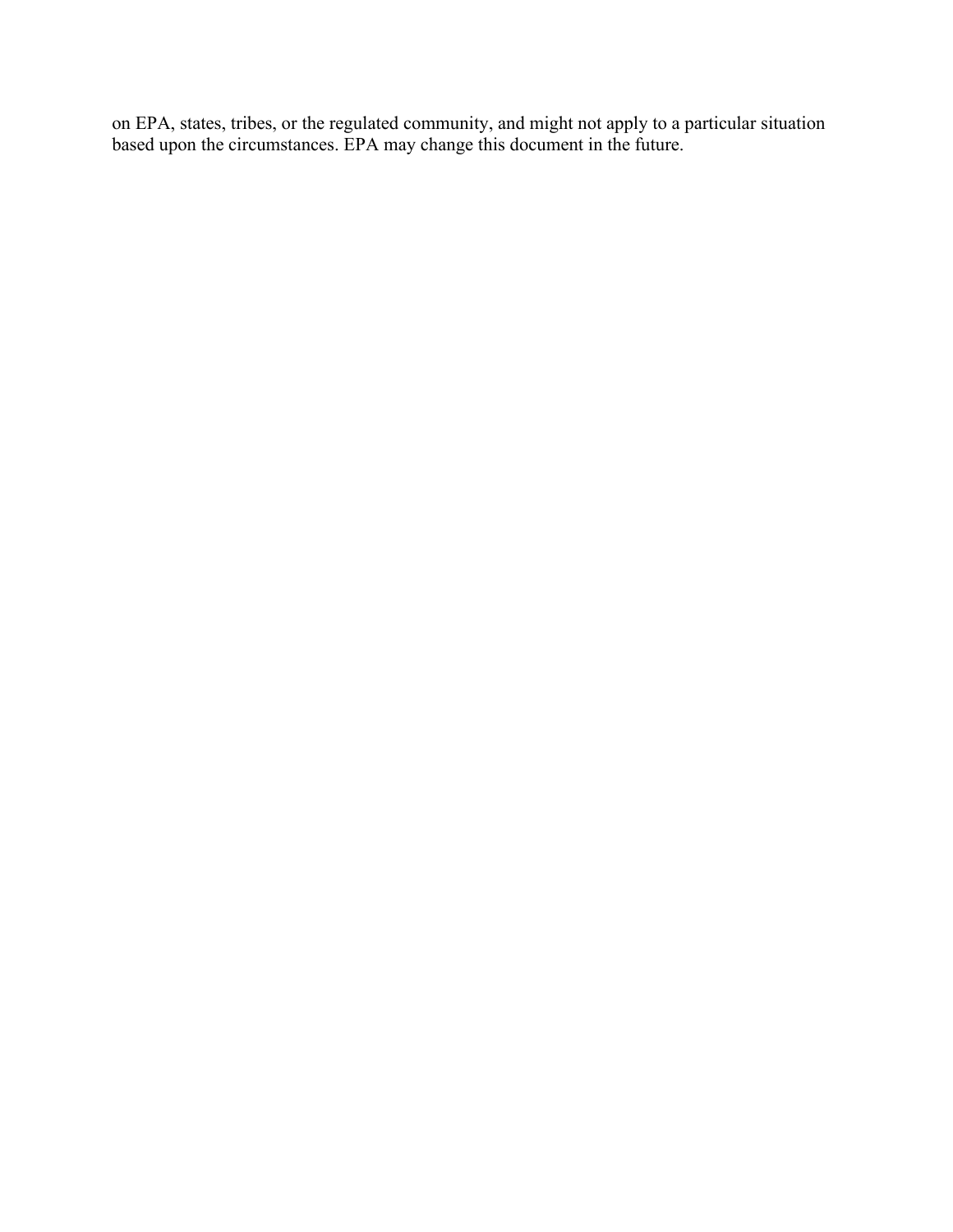on EPA, states, tribes, or the regulated community, and might not apply to a particular situation based upon the circumstances. EPA may change this document in the future.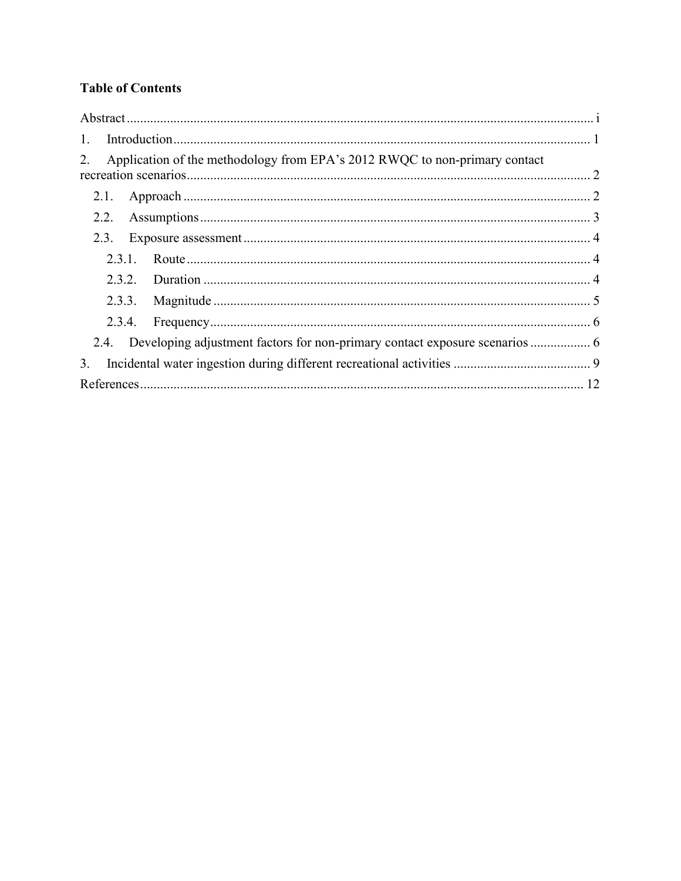## Table of Contents

Abstract ........................................................................................................................... i

1. Introduction ........................................................................................................... 1

2. Application of the methodology from EPA's 2012 RWQC to non-primary contact recreation scenarios ........................................................................................................ 2

   2.1. Approach ......................................................................................................... 2

   2.2. Assumptions .................................................................................................... 3

   2.3. Exposure assessment ....................................................................................... 4

      2.3.1. Route ........................................................................................................ 4

      2.3.2. Duration ................................................................................................... 4

      2.3.3. Magnitude ................................................................................................ 5

      2.3.4. Frequency ................................................................................................. 6

   2.4. Developing adjustment factors for non-primary contact exposure scenarios .................. 6

3. Incidental water ingestion during different recreational activities .......................................... 9

References .................................................................................................................... 12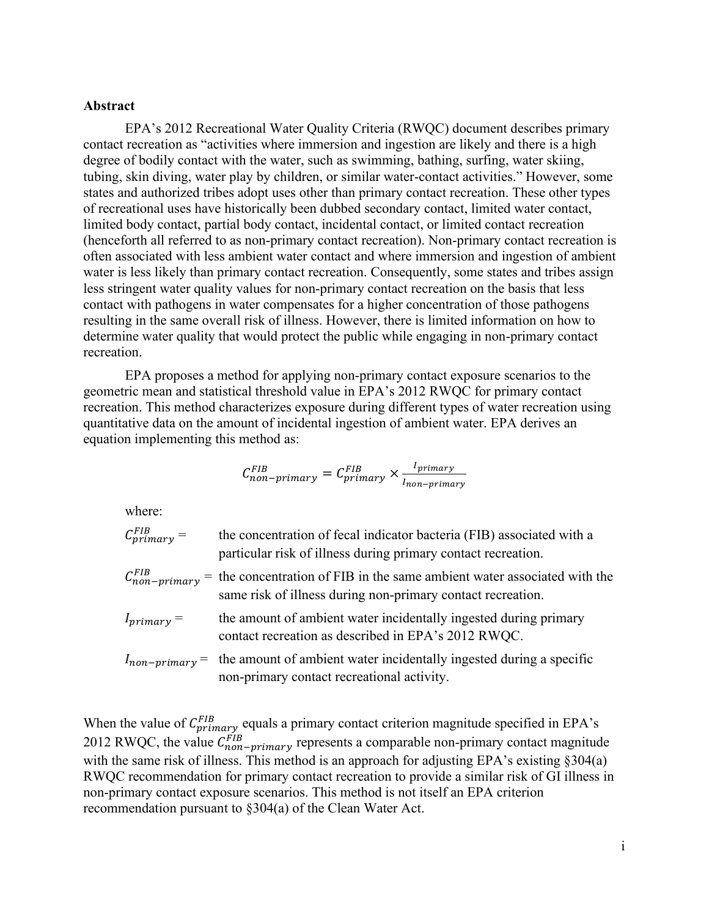## Abstract

EPA's 2012 Recreational Water Quality Criteria (RWQC) document describes primary contact recreation as "activities where immersion and ingestion are likely and there is a high degree of bodily contact with the water, such as swimming, bathing, surfing, water skiing, tubing, skin diving, water play by children, or similar water-contact activities." However, some states and authorized tribes adopt uses other than primary contact recreation. These other types of recreational uses have historically been dubbed secondary contact, limited water contact, limited body contact, partial body contact, incidental contact, or limited contact recreation (henceforth all referred to as non-primary contact recreation). Non-primary contact recreation is often associated with less ambient water contact and where immersion and ingestion of ambient water is less likely than primary contact recreation. Consequently, some states and tribes assign less stringent water quality values for non-primary contact recreation on the basis that less contact with pathogens in water compensates for a higher concentration of those pathogens resulting in the same overall risk of illness. However, there is limited information on how to determine water quality that would protect the public while engaging in non-primary contact recreation.

EPA proposes a method for applying non-primary contact exposure scenarios to the geometric mean and statistical threshold value in EPA's 2012 RWQC for primary contact recreation. This method characterizes exposure during different types of water recreation using quantitative data on the amount of incidental ingestion of ambient water. EPA derives an equation implementing this method as:

$$C_{non-primary}^{FIB} = C_{primary}^{FIB} \times \frac{I_{primary}}{I_{non-primary}}$$

where:

- $C_{primary}^{FIB}$ = the concentration of fecal indicator bacteria (FIB) associated with a particular risk of illness during primary contact recreation.
- $C_{non-primary}^{FIB}$ = the concentration of FIB in the same ambient water associated with the same risk of illness during non-primary contact recreation.
- $I_{primary}$ = the amount of ambient water incidentally ingested during primary contact recreation as described in EPA's 2012 RWQC.
- $I_{non-primary}$ = the amount of ambient water incidentally ingested during a specific non-primary contact recreational activity.

When the value of $C_{primary}^{FIB}$ equals a primary contact criterion magnitude specified in EPA's 2012 RWQC, the value $C_{non-primary}^{FIB}$ represents a comparable non-primary contact magnitude with the same risk of illness. This method is an approach for adjusting EPA's existing §304(a) RWQC recommendation for primary contact recreation to provide a similar risk of GI illness in non-primary contact exposure scenarios. This method is not itself an EPA criterion recommendation pursuant to §304(a) of the Clean Water Act.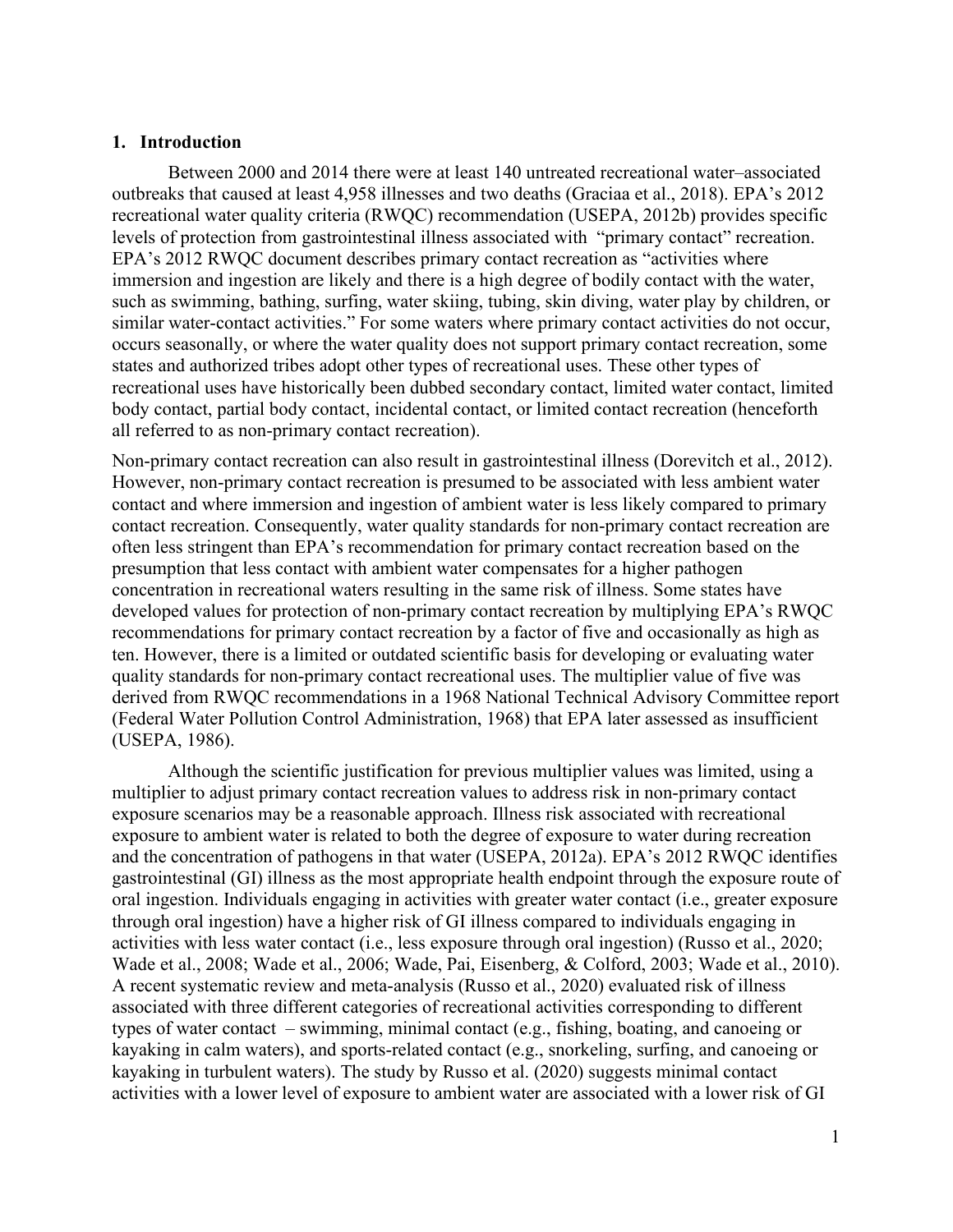## 1. Introduction

Between 2000 and 2014 there were at least 140 untreated recreational water–associated outbreaks that caused at least 4,958 illnesses and two deaths (Graciaa et al., 2018). EPA's 2012 recreational water quality criteria (RWQC) recommendation (USEPA, 2012b) provides specific levels of protection from gastrointestinal illness associated with "primary contact" recreation. EPA's 2012 RWQC document describes primary contact recreation as "activities where immersion and ingestion are likely and there is a high degree of bodily contact with the water, such as swimming, bathing, surfing, water skiing, tubing, skin diving, water play by children, or similar water-contact activities." For some waters where primary contact activities do not occur, occurs seasonally, or where the water quality does not support primary contact recreation, some states and authorized tribes adopt other types of recreational uses. These other types of recreational uses have historically been dubbed secondary contact, limited water contact, limited body contact, partial body contact, incidental contact, or limited contact recreation (henceforth all referred to as non-primary contact recreation).

Non-primary contact recreation can also result in gastrointestinal illness (Dorevitch et al., 2012). However, non-primary contact recreation is presumed to be associated with less ambient water contact and where immersion and ingestion of ambient water is less likely compared to primary contact recreation. Consequently, water quality standards for non-primary contact recreation are often less stringent than EPA's recommendation for primary contact recreation based on the presumption that less contact with ambient water compensates for a higher pathogen concentration in recreational waters resulting in the same risk of illness. Some states have developed values for protection of non-primary contact recreation by multiplying EPA's RWQC recommendations for primary contact recreation by a factor of five and occasionally as high as ten. However, there is a limited or outdated scientific basis for developing or evaluating water quality standards for non-primary contact recreational uses. The multiplier value of five was derived from RWQC recommendations in a 1968 National Technical Advisory Committee report (Federal Water Pollution Control Administration, 1968) that EPA later assessed as insufficient (USEPA, 1986).

Although the scientific justification for previous multiplier values was limited, using a multiplier to adjust primary contact recreation values to address risk in non-primary contact exposure scenarios may be a reasonable approach. Illness risk associated with recreational exposure to ambient water is related to both the degree of exposure to water during recreation and the concentration of pathogens in that water (USEPA, 2012a). EPA's 2012 RWQC identifies gastrointestinal (GI) illness as the most appropriate health endpoint through the exposure route of oral ingestion. Individuals engaging in activities with greater water contact (i.e., greater exposure through oral ingestion) have a higher risk of GI illness compared to individuals engaging in activities with less water contact (i.e., less exposure through oral ingestion) (Russo et al., 2020; Wade et al., 2008; Wade et al., 2006; Wade, Pai, Eisenberg, & Colford, 2003; Wade et al., 2010). A recent systematic review and meta-analysis (Russo et al., 2020) evaluated risk of illness associated with three different categories of recreational activities corresponding to different types of water contact – swimming, minimal contact (e.g., fishing, boating, and canoeing or kayaking in calm waters), and sports-related contact (e.g., snorkeling, surfing, and canoeing or kayaking in turbulent waters). The study by Russo et al. (2020) suggests minimal contact activities with a lower level of exposure to ambient water are associated with a lower risk of GI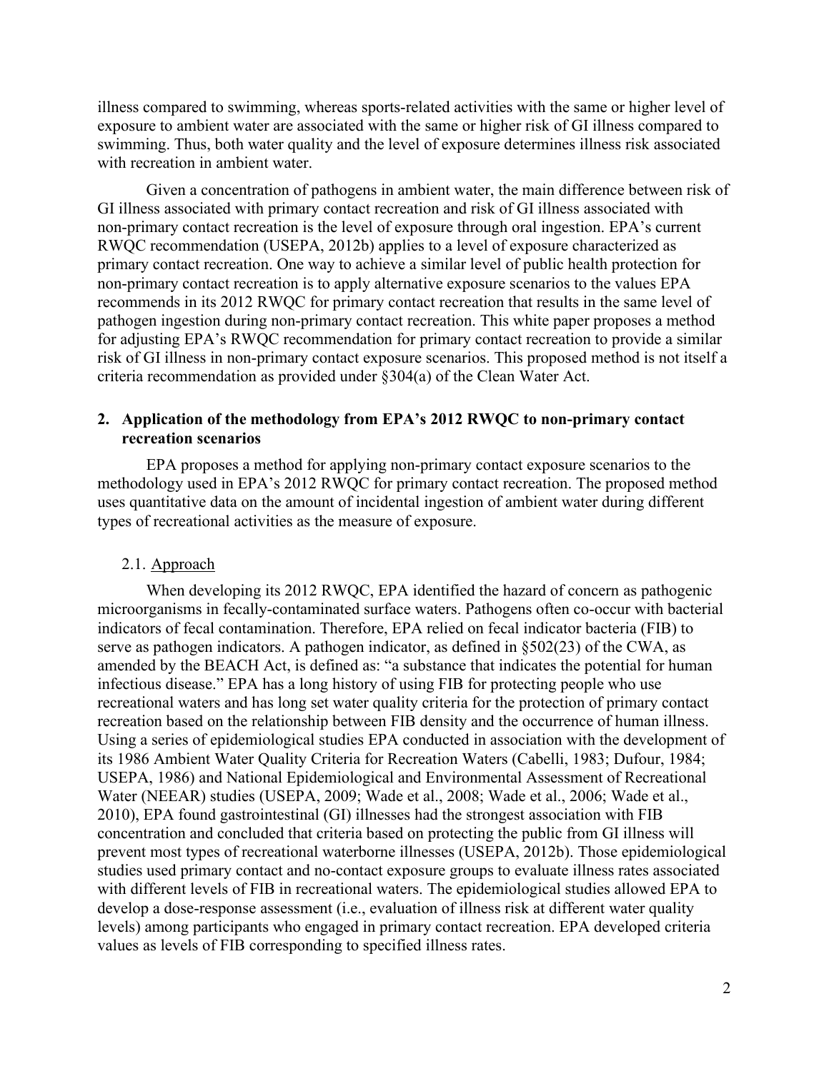illness compared to swimming, whereas sports-related activities with the same or higher level of exposure to ambient water are associated with the same or higher risk of GI illness compared to swimming. Thus, both water quality and the level of exposure determines illness risk associated with recreation in ambient water.

Given a concentration of pathogens in ambient water, the main difference between risk of GI illness associated with primary contact recreation and risk of GI illness associated with non-primary contact recreation is the level of exposure through oral ingestion. EPA's current RWQC recommendation (USEPA, 2012b) applies to a level of exposure characterized as primary contact recreation. One way to achieve a similar level of public health protection for non-primary contact recreation is to apply alternative exposure scenarios to the values EPA recommends in its 2012 RWQC for primary contact recreation that results in the same level of pathogen ingestion during non-primary contact recreation. This white paper proposes a method for adjusting EPA's RWQC recommendation for primary contact recreation to provide a similar risk of GI illness in non-primary contact exposure scenarios. This proposed method is not itself a criteria recommendation as provided under §304(a) of the Clean Water Act.

## 2. Application of the methodology from EPA's 2012 RWQC to non-primary contact recreation scenarios

EPA proposes a method for applying non-primary contact exposure scenarios to the methodology used in EPA's 2012 RWQC for primary contact recreation. The proposed method uses quantitative data on the amount of incidental ingestion of ambient water during different types of recreational activities as the measure of exposure.

### 2.1. Approach

When developing its 2012 RWQC, EPA identified the hazard of concern as pathogenic microorganisms in fecally-contaminated surface waters. Pathogens often co-occur with bacterial indicators of fecal contamination. Therefore, EPA relied on fecal indicator bacteria (FIB) to serve as pathogen indicators. A pathogen indicator, as defined in §502(23) of the CWA, as amended by the BEACH Act, is defined as: "a substance that indicates the potential for human infectious disease." EPA has a long history of using FIB for protecting people who use recreational waters and has long set water quality criteria for the protection of primary contact recreation based on the relationship between FIB density and the occurrence of human illness. Using a series of epidemiological studies EPA conducted in association with the development of its 1986 Ambient Water Quality Criteria for Recreation Waters (Cabelli, 1983; Dufour, 1984; USEPA, 1986) and National Epidemiological and Environmental Assessment of Recreational Water (NEEAR) studies (USEPA, 2009; Wade et al., 2008; Wade et al., 2006; Wade et al., 2010), EPA found gastrointestinal (GI) illnesses had the strongest association with FIB concentration and concluded that criteria based on protecting the public from GI illness will prevent most types of recreational waterborne illnesses (USEPA, 2012b). Those epidemiological studies used primary contact and no-contact exposure groups to evaluate illness rates associated with different levels of FIB in recreational waters. The epidemiological studies allowed EPA to develop a dose-response assessment (i.e., evaluation of illness risk at different water quality levels) among participants who engaged in primary contact recreation. EPA developed criteria values as levels of FIB corresponding to specified illness rates.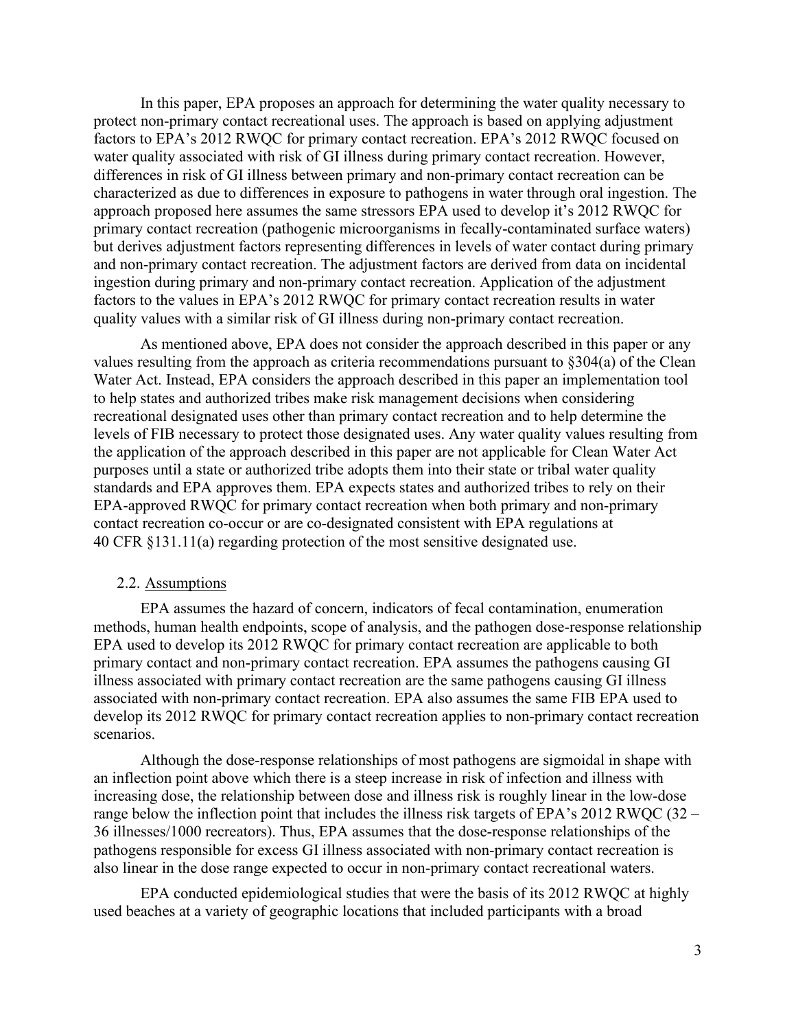In this paper, EPA proposes an approach for determining the water quality necessary to protect non-primary contact recreational uses. The approach is based on applying adjustment factors to EPA's 2012 RWQC for primary contact recreation. EPA's 2012 RWQC focused on water quality associated with risk of GI illness during primary contact recreation. However, differences in risk of GI illness between primary and non-primary contact recreation can be characterized as due to differences in exposure to pathogens in water through oral ingestion. The approach proposed here assumes the same stressors EPA used to develop it's 2012 RWQC for primary contact recreation (pathogenic microorganisms in fecally-contaminated surface waters) but derives adjustment factors representing differences in levels of water contact during primary and non-primary contact recreation. The adjustment factors are derived from data on incidental ingestion during primary and non-primary contact recreation. Application of the adjustment factors to the values in EPA's 2012 RWQC for primary contact recreation results in water quality values with a similar risk of GI illness during non-primary contact recreation.

As mentioned above, EPA does not consider the approach described in this paper or any values resulting from the approach as criteria recommendations pursuant to §304(a) of the Clean Water Act. Instead, EPA considers the approach described in this paper an implementation tool to help states and authorized tribes make risk management decisions when considering recreational designated uses other than primary contact recreation and to help determine the levels of FIB necessary to protect those designated uses. Any water quality values resulting from the application of the approach described in this paper are not applicable for Clean Water Act purposes until a state or authorized tribe adopts them into their state or tribal water quality standards and EPA approves them. EPA expects states and authorized tribes to rely on their EPA-approved RWQC for primary contact recreation when both primary and non-primary contact recreation co-occur or are co-designated consistent with EPA regulations at 40 CFR §131.11(a) regarding protection of the most sensitive designated use.

### 2.2. Assumptions

EPA assumes the hazard of concern, indicators of fecal contamination, enumeration methods, human health endpoints, scope of analysis, and the pathogen dose-response relationship EPA used to develop its 2012 RWQC for primary contact recreation are applicable to both primary contact and non-primary contact recreation. EPA assumes the pathogens causing GI illness associated with primary contact recreation are the same pathogens causing GI illness associated with non-primary contact recreation. EPA also assumes the same FIB EPA used to develop its 2012 RWQC for primary contact recreation applies to non-primary contact recreation scenarios.

Although the dose-response relationships of most pathogens are sigmoidal in shape with an inflection point above which there is a steep increase in risk of infection and illness with increasing dose, the relationship between dose and illness risk is roughly linear in the low-dose range below the inflection point that includes the illness risk targets of EPA's 2012 RWQC (32 – 36 illnesses/1000 recreators). Thus, EPA assumes that the dose-response relationships of the pathogens responsible for excess GI illness associated with non-primary contact recreation is also linear in the dose range expected to occur in non-primary contact recreational waters.

EPA conducted epidemiological studies that were the basis of its 2012 RWQC at highly used beaches at a variety of geographic locations that included participants with a broad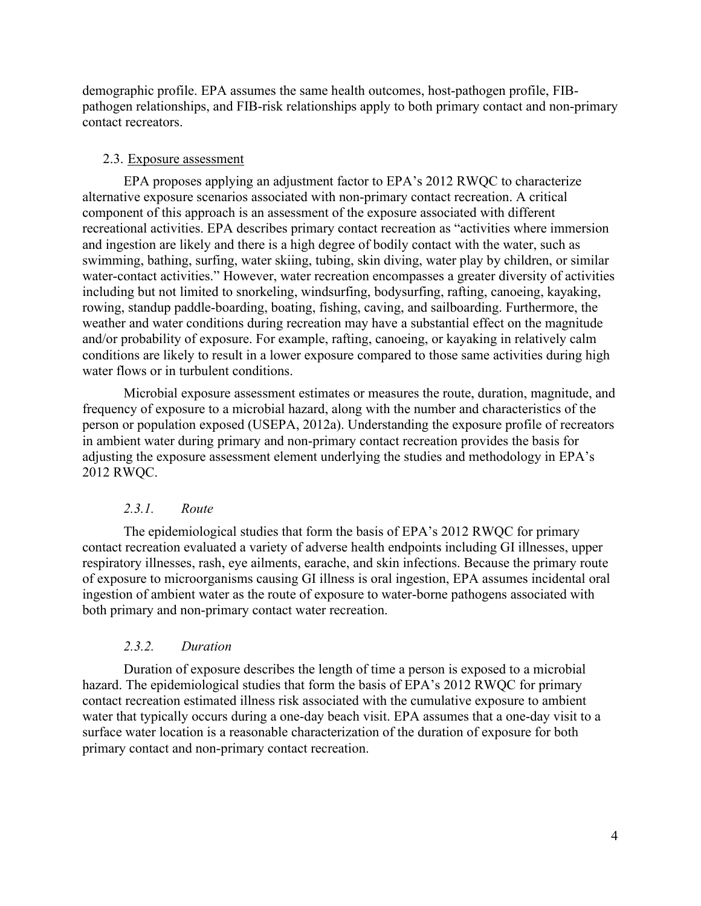demographic profile. EPA assumes the same health outcomes, host-pathogen profile, FIB-pathogen relationships, and FIB-risk relationships apply to both primary contact and non-primary contact recreators.

## 2.3. Exposure assessment

EPA proposes applying an adjustment factor to EPA's 2012 RWQC to characterize alternative exposure scenarios associated with non-primary contact recreation. A critical component of this approach is an assessment of the exposure associated with different recreational activities. EPA describes primary contact recreation as "activities where immersion and ingestion are likely and there is a high degree of bodily contact with the water, such as swimming, bathing, surfing, water skiing, tubing, skin diving, water play by children, or similar water-contact activities." However, water recreation encompasses a greater diversity of activities including but not limited to snorkeling, windsurfing, bodysurfing, rafting, canoeing, kayaking, rowing, standup paddle-boarding, boating, fishing, caving, and sailboarding. Furthermore, the weather and water conditions during recreation may have a substantial effect on the magnitude and/or probability of exposure. For example, rafting, canoeing, or kayaking in relatively calm conditions are likely to result in a lower exposure compared to those same activities during high water flows or in turbulent conditions.

Microbial exposure assessment estimates or measures the route, duration, magnitude, and frequency of exposure to a microbial hazard, along with the number and characteristics of the person or population exposed (USEPA, 2012a). Understanding the exposure profile of recreators in ambient water during primary and non-primary contact recreation provides the basis for adjusting the exposure assessment element underlying the studies and methodology in EPA's 2012 RWQC.

### *2.3.1. Route*

The epidemiological studies that form the basis of EPA's 2012 RWQC for primary contact recreation evaluated a variety of adverse health endpoints including GI illnesses, upper respiratory illnesses, rash, eye ailments, earache, and skin infections. Because the primary route of exposure to microorganisms causing GI illness is oral ingestion, EPA assumes incidental oral ingestion of ambient water as the route of exposure to water-borne pathogens associated with both primary and non-primary contact water recreation.

### *2.3.2. Duration*

Duration of exposure describes the length of time a person is exposed to a microbial hazard. The epidemiological studies that form the basis of EPA's 2012 RWQC for primary contact recreation estimated illness risk associated with the cumulative exposure to ambient water that typically occurs during a one-day beach visit. EPA assumes that a one-day visit to a surface water location is a reasonable characterization of the duration of exposure for both primary contact and non-primary contact recreation.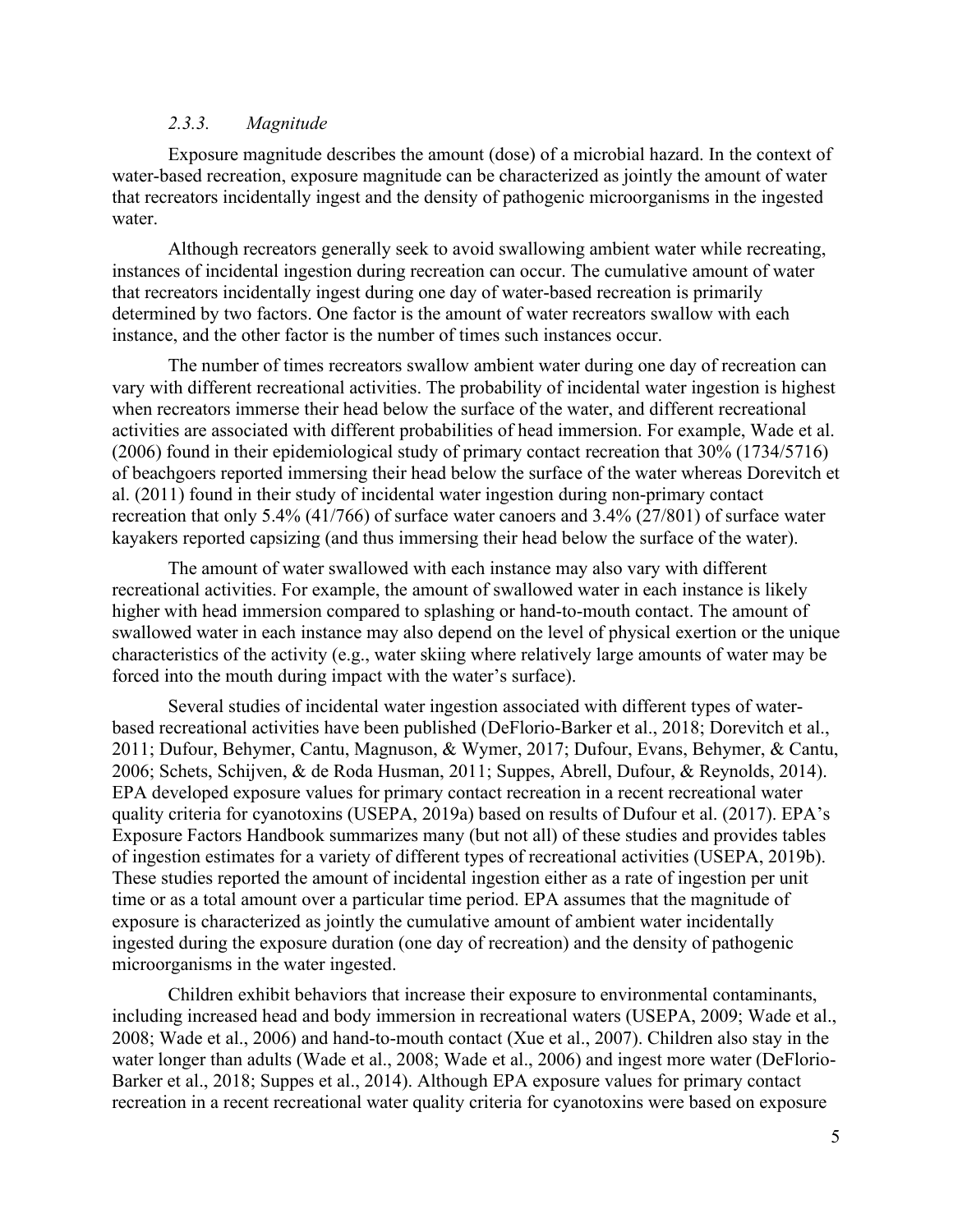### *2.3.3. Magnitude*

Exposure magnitude describes the amount (dose) of a microbial hazard. In the context of water-based recreation, exposure magnitude can be characterized as jointly the amount of water that recreators incidentally ingest and the density of pathogenic microorganisms in the ingested water.

Although recreators generally seek to avoid swallowing ambient water while recreating, instances of incidental ingestion during recreation can occur. The cumulative amount of water that recreators incidentally ingest during one day of water-based recreation is primarily determined by two factors. One factor is the amount of water recreators swallow with each instance, and the other factor is the number of times such instances occur.

The number of times recreators swallow ambient water during one day of recreation can vary with different recreational activities. The probability of incidental water ingestion is highest when recreators immerse their head below the surface of the water, and different recreational activities are associated with different probabilities of head immersion. For example, Wade et al. (2006) found in their epidemiological study of primary contact recreation that 30% (1734/5716) of beachgoers reported immersing their head below the surface of the water whereas Dorevitch et al. (2011) found in their study of incidental water ingestion during non-primary contact recreation that only 5.4% (41/766) of surface water canoers and 3.4% (27/801) of surface water kayakers reported capsizing (and thus immersing their head below the surface of the water).

The amount of water swallowed with each instance may also vary with different recreational activities. For example, the amount of swallowed water in each instance is likely higher with head immersion compared to splashing or hand-to-mouth contact. The amount of swallowed water in each instance may also depend on the level of physical exertion or the unique characteristics of the activity (e.g., water skiing where relatively large amounts of water may be forced into the mouth during impact with the water's surface).

Several studies of incidental water ingestion associated with different types of water-based recreational activities have been published (DeFlorio-Barker et al., 2018; Dorevitch et al., 2011; Dufour, Behymer, Cantu, Magnuson, & Wymer, 2017; Dufour, Evans, Behymer, & Cantu, 2006; Schets, Schijven, & de Roda Husman, 2011; Suppes, Abrell, Dufour, & Reynolds, 2014). EPA developed exposure values for primary contact recreation in a recent recreational water quality criteria for cyanotoxins (USEPA, 2019a) based on results of Dufour et al. (2017). EPA's Exposure Factors Handbook summarizes many (but not all) of these studies and provides tables of ingestion estimates for a variety of different types of recreational activities (USEPA, 2019b). These studies reported the amount of incidental ingestion either as a rate of ingestion per unit time or as a total amount over a particular time period. EPA assumes that the magnitude of exposure is characterized as jointly the cumulative amount of ambient water incidentally ingested during the exposure duration (one day of recreation) and the density of pathogenic microorganisms in the water ingested.

Children exhibit behaviors that increase their exposure to environmental contaminants, including increased head and body immersion in recreational waters (USEPA, 2009; Wade et al., 2008; Wade et al., 2006) and hand-to-mouth contact (Xue et al., 2007). Children also stay in the water longer than adults (Wade et al., 2008; Wade et al., 2006) and ingest more water (DeFlorio-Barker et al., 2018; Suppes et al., 2014). Although EPA exposure values for primary contact recreation in a recent recreational water quality criteria for cyanotoxins were based on exposure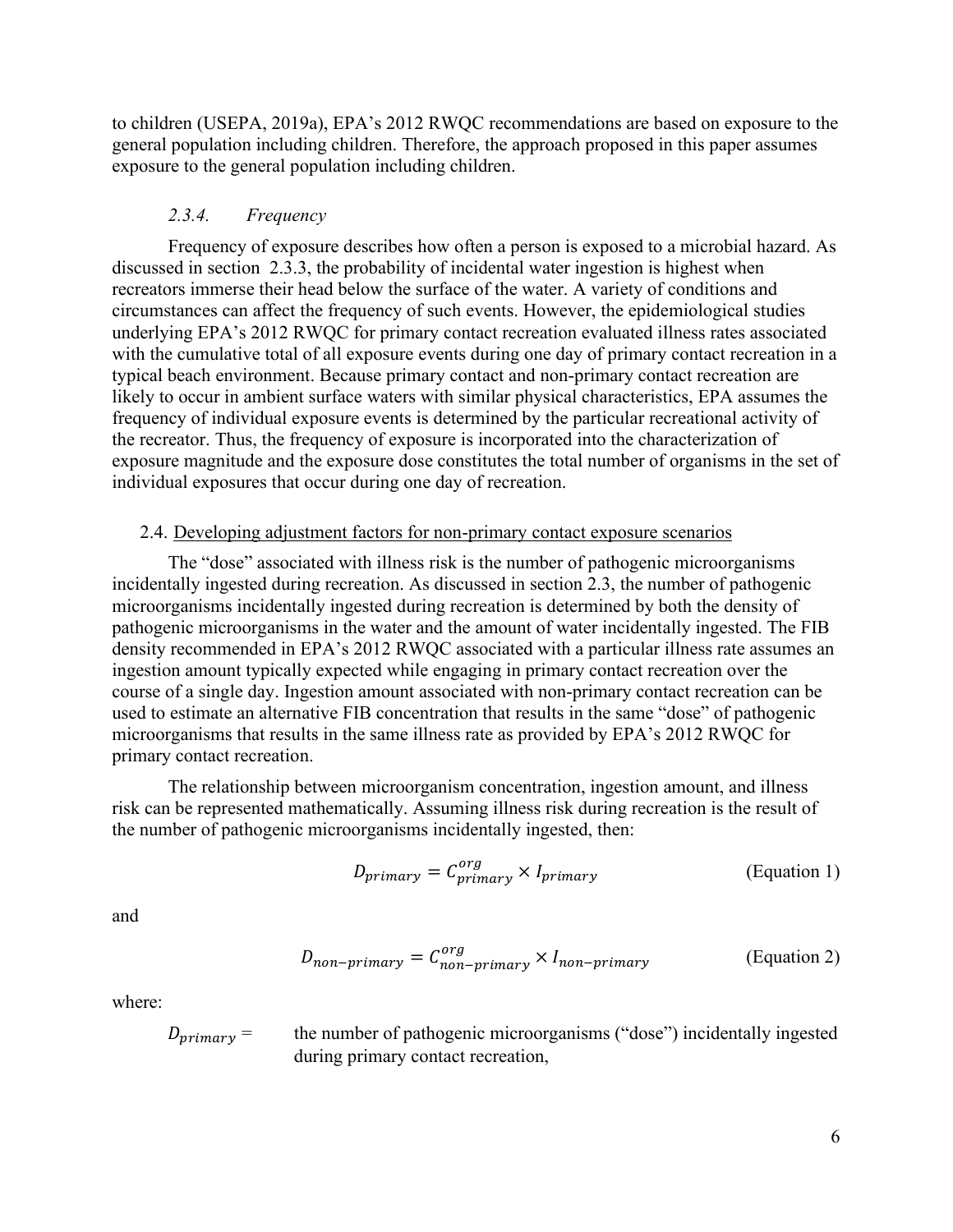to children (USEPA, 2019a), EPA's 2012 RWQC recommendations are based on exposure to the general population including children. Therefore, the approach proposed in this paper assumes exposure to the general population including children.

#### *2.3.4. Frequency*

Frequency of exposure describes how often a person is exposed to a microbial hazard. As discussed in section 2.3.3, the probability of incidental water ingestion is highest when recreators immerse their head below the surface of the water. A variety of conditions and circumstances can affect the frequency of such events. However, the epidemiological studies underlying EPA's 2012 RWQC for primary contact recreation evaluated illness rates associated with the cumulative total of all exposure events during one day of primary contact recreation in a typical beach environment. Because primary contact and non-primary contact recreation are likely to occur in ambient surface waters with similar physical characteristics, EPA assumes the frequency of individual exposure events is determined by the particular recreational activity of the recreator. Thus, the frequency of exposure is incorporated into the characterization of exposure magnitude and the exposure dose constitutes the total number of organisms in the set of individual exposures that occur during one day of recreation.

### 2.4. Developing adjustment factors for non-primary contact exposure scenarios

The "dose" associated with illness risk is the number of pathogenic microorganisms incidentally ingested during recreation. As discussed in section 2.3, the number of pathogenic microorganisms incidentally ingested during recreation is determined by both the density of pathogenic microorganisms in the water and the amount of water incidentally ingested. The FIB density recommended in EPA's 2012 RWQC associated with a particular illness rate assumes an ingestion amount typically expected while engaging in primary contact recreation over the course of a single day. Ingestion amount associated with non-primary contact recreation can be used to estimate an alternative FIB concentration that results in the same "dose" of pathogenic microorganisms that results in the same illness rate as provided by EPA's 2012 RWQC for primary contact recreation.

The relationship between microorganism concentration, ingestion amount, and illness risk can be represented mathematically. Assuming illness risk during recreation is the result of the number of pathogenic microorganisms incidentally ingested, then:

$$D_{primary} = C_{primary}^{org} \times I_{primary} \qquad \text{(Equation 1)}$$

and

$$D_{non-primary} = C_{non-primary}^{org} \times I_{non-primary} \qquad \text{(Equation 2)}$$

where:

$D_{primary}$ = the number of pathogenic microorganisms ("dose") incidentally ingested during primary contact recreation,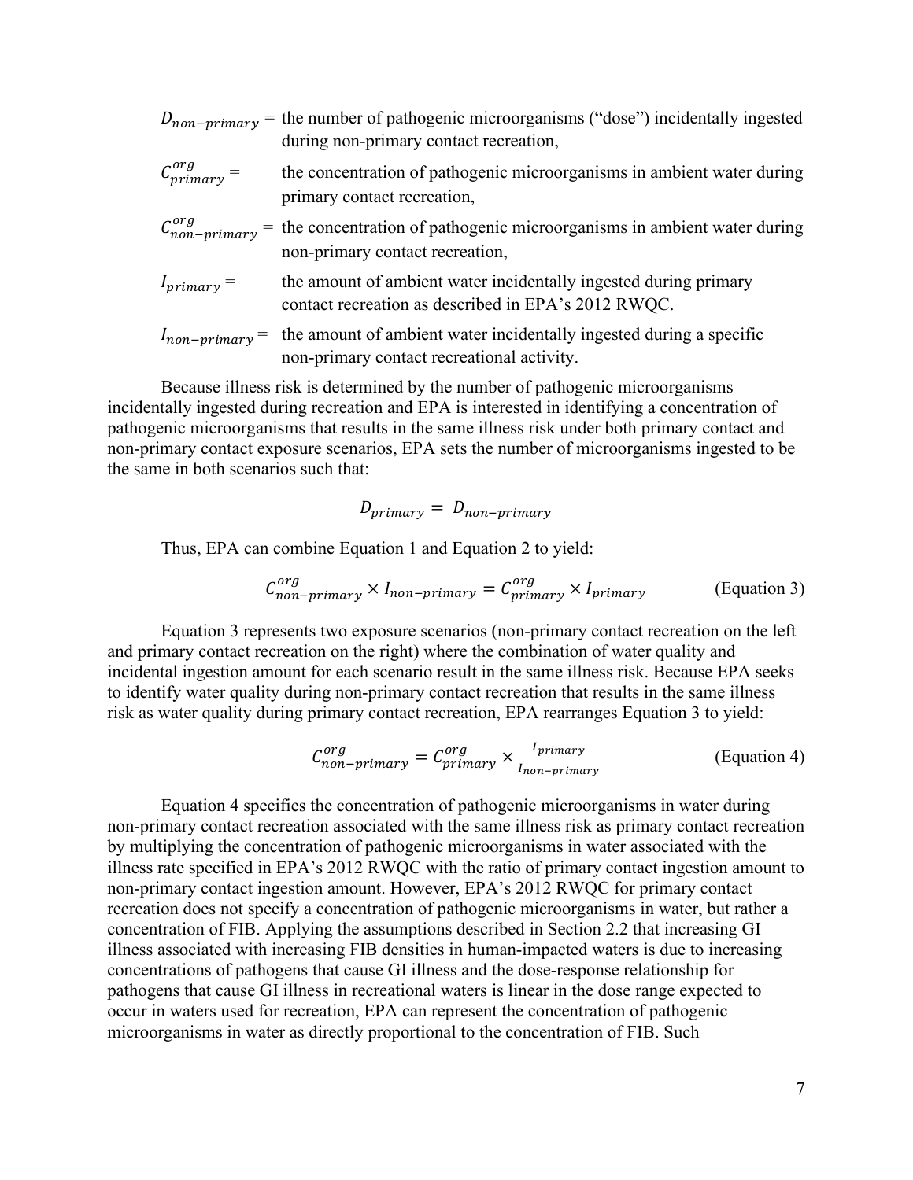$D_{non-primary}$ = the number of pathogenic microorganisms ("dose") incidentally ingested during non-primary contact recreation,

$C^{org}_{primary}$ = the concentration of pathogenic microorganisms in ambient water during primary contact recreation,

$C^{org}_{non-primary}$ = the concentration of pathogenic microorganisms in ambient water during non-primary contact recreation,

$I_{primary}$ = the amount of ambient water incidentally ingested during primary contact recreation as described in EPA's 2012 RWQC.

$I_{non-primary}$ = the amount of ambient water incidentally ingested during a specific non-primary contact recreational activity.

Because illness risk is determined by the number of pathogenic microorganisms incidentally ingested during recreation and EPA is interested in identifying a concentration of pathogenic microorganisms that results in the same illness risk under both primary contact and non-primary contact exposure scenarios, EPA sets the number of microorganisms ingested to be the same in both scenarios such that:

$$D_{primary} = D_{non-primary}$$

Thus, EPA can combine Equation 1 and Equation 2 to yield:

$$C^{org}_{non-primary} \times I_{non-primary} = C^{org}_{primary} \times I_{primary} \qquad \text{(Equation 3)}$$

Equation 3 represents two exposure scenarios (non-primary contact recreation on the left and primary contact recreation on the right) where the combination of water quality and incidental ingestion amount for each scenario result in the same illness risk. Because EPA seeks to identify water quality during non-primary contact recreation that results in the same illness risk as water quality during primary contact recreation, EPA rearranges Equation 3 to yield:

$$C^{org}_{non-primary} = C^{org}_{primary} \times \frac{I_{primary}}{I_{non-primary}} \qquad \text{(Equation 4)}$$

Equation 4 specifies the concentration of pathogenic microorganisms in water during non-primary contact recreation associated with the same illness risk as primary contact recreation by multiplying the concentration of pathogenic microorganisms in water associated with the illness rate specified in EPA's 2012 RWQC with the ratio of primary contact ingestion amount to non-primary contact ingestion amount. However, EPA's 2012 RWQC for primary contact recreation does not specify a concentration of pathogenic microorganisms in water, but rather a concentration of FIB. Applying the assumptions described in Section 2.2 that increasing GI illness associated with increasing FIB densities in human-impacted waters is due to increasing concentrations of pathogens that cause GI illness and the dose-response relationship for pathogens that cause GI illness in recreational waters is linear in the dose range expected to occur in waters used for recreation, EPA can represent the concentration of pathogenic microorganisms in water as directly proportional to the concentration of FIB. Such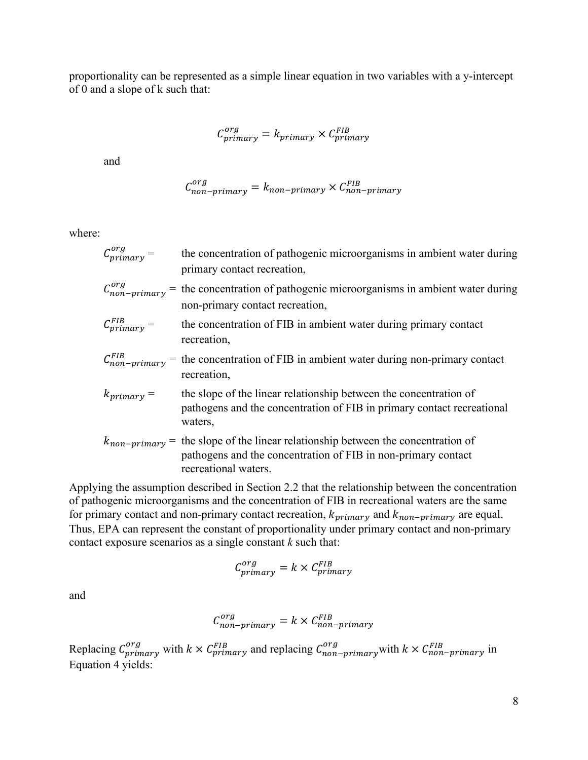proportionality can be represented as a simple linear equation in two variables with a y-intercept of 0 and a slope of k such that:

$$C_{primary}^{org} = k_{primary} \times C_{primary}^{FIB}$$

and

$$C_{non-primary}^{org} = k_{non-primary} \times C_{non-primary}^{FIB}$$

where:

$C_{primary}^{org}$ = the concentration of pathogenic microorganisms in ambient water during primary contact recreation,

$C_{non-primary}^{org}$ = the concentration of pathogenic microorganisms in ambient water during non-primary contact recreation,

$C_{primary}^{FIB}$ = the concentration of FIB in ambient water during primary contact recreation,

$C_{non-primary}^{FIB}$ = the concentration of FIB in ambient water during non-primary contact recreation,

$k_{primary}$ = the slope of the linear relationship between the concentration of pathogens and the concentration of FIB in primary contact recreational waters,

$k_{non-primary}$ = the slope of the linear relationship between the concentration of pathogens and the concentration of FIB in non-primary contact recreational waters.

Applying the assumption described in Section 2.2 that the relationship between the concentration of pathogenic microorganisms and the concentration of FIB in recreational waters are the same for primary contact and non-primary contact recreation, $k_{primary}$ and $k_{non-primary}$ are equal. Thus, EPA can represent the constant of proportionality under primary contact and non-primary contact exposure scenarios as a single constant *k* such that:

$$C_{primary}^{org} = k \times C_{primary}^{FIB}$$

and

$$C_{non-primary}^{org} = k \times C_{non-primary}^{FIB}$$

Replacing $C_{primary}^{org}$ with $k \times C_{primary}^{FIB}$ and replacing $C_{non-primary}^{org}$ with $k \times C_{non-primary}^{FIB}$ in Equation 4 yields: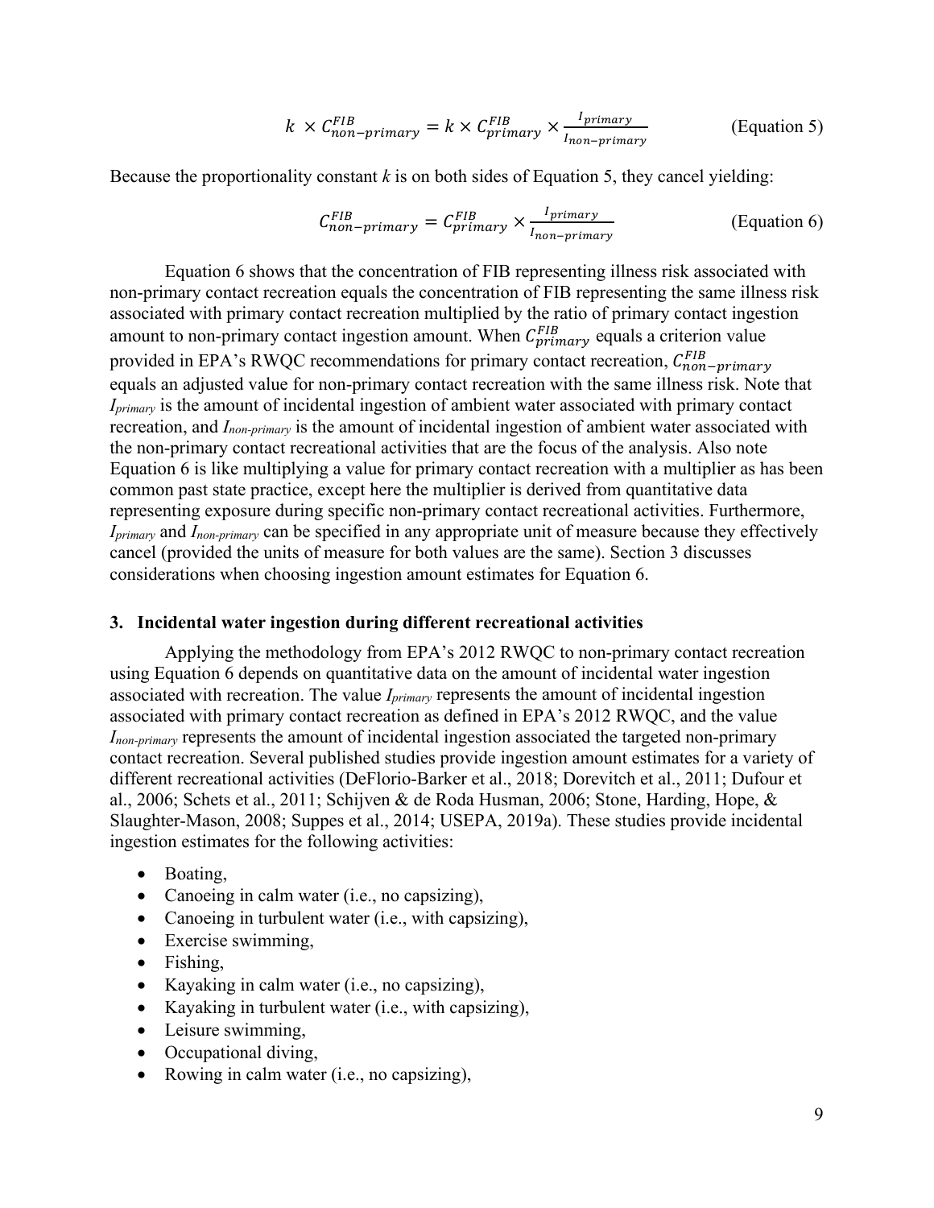$$k \times C_{non-primary}^{FIB} = k \times C_{primary}^{FIB} \times \frac{I_{primary}}{I_{non-primary}} \quad \text{(Equation 5)}$$

Because the proportionality constant *k* is on both sides of Equation 5, they cancel yielding:

$$C_{non-primary}^{FIB} = C_{primary}^{FIB} \times \frac{I_{primary}}{I_{non-primary}} \quad \text{(Equation 6)}$$

Equation 6 shows that the concentration of FIB representing illness risk associated with non-primary contact recreation equals the concentration of FIB representing the same illness risk associated with primary contact recreation multiplied by the ratio of primary contact ingestion amount to non-primary contact ingestion amount. When $C_{primary}^{FIB}$ equals a criterion value provided in EPA's RWQC recommendations for primary contact recreation, $C_{non-primary}^{FIB}$ equals an adjusted value for non-primary contact recreation with the same illness risk. Note that $I_{primary}$ is the amount of incidental ingestion of ambient water associated with primary contact recreation, and $I_{non-primary}$ is the amount of incidental ingestion of ambient water associated with the non-primary contact recreational activities that are the focus of the analysis. Also note Equation 6 is like multiplying a value for primary contact recreation with a multiplier as has been common past state practice, except here the multiplier is derived from quantitative data representing exposure during specific non-primary contact recreational activities. Furthermore, $I_{primary}$ and $I_{non-primary}$ can be specified in any appropriate unit of measure because they effectively cancel (provided the units of measure for both values are the same). Section 3 discusses considerations when choosing ingestion amount estimates for Equation 6.

## 3. Incidental water ingestion during different recreational activities

Applying the methodology from EPA's 2012 RWQC to non-primary contact recreation using Equation 6 depends on quantitative data on the amount of incidental water ingestion associated with recreation. The value $I_{primary}$ represents the amount of incidental ingestion associated with primary contact recreation as defined in EPA's 2012 RWQC, and the value $I_{non-primary}$ represents the amount of incidental ingestion associated the targeted non-primary contact recreation. Several published studies provide ingestion amount estimates for a variety of different recreational activities (DeFlorio-Barker et al., 2018; Dorevitch et al., 2011; Dufour et al., 2006; Schets et al., 2011; Schijven & de Roda Husman, 2006; Stone, Harding, Hope, & Slaughter-Mason, 2008; Suppes et al., 2014; USEPA, 2019a). These studies provide incidental ingestion estimates for the following activities:

- Boating,
- Canoeing in calm water (i.e., no capsizing),
- Canoeing in turbulent water (i.e., with capsizing),
- Exercise swimming,
- Fishing,
- Kayaking in calm water (i.e., no capsizing),
- Kayaking in turbulent water (i.e., with capsizing),
- Leisure swimming,
- Occupational diving,
- Rowing in calm water (i.e., no capsizing),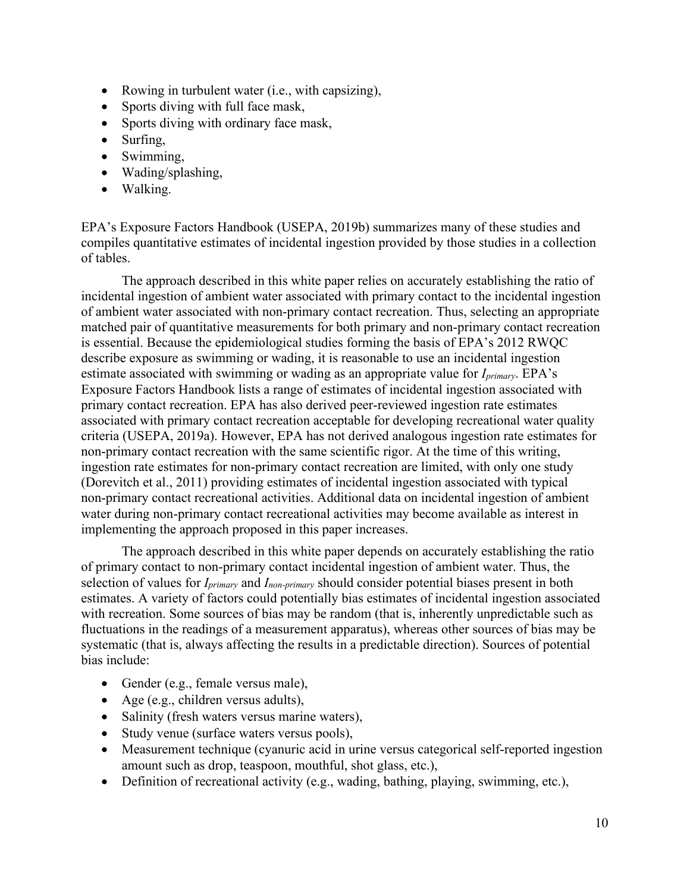- Rowing in turbulent water (i.e., with capsizing),
- Sports diving with full face mask,
- Sports diving with ordinary face mask,
- Surfing,
- Swimming,
- Wading/splashing,
- Walking.

EPA's Exposure Factors Handbook (USEPA, 2019b) summarizes many of these studies and compiles quantitative estimates of incidental ingestion provided by those studies in a collection of tables.

The approach described in this white paper relies on accurately establishing the ratio of incidental ingestion of ambient water associated with primary contact to the incidental ingestion of ambient water associated with non-primary contact recreation. Thus, selecting an appropriate matched pair of quantitative measurements for both primary and non-primary contact recreation is essential. Because the epidemiological studies forming the basis of EPA's 2012 RWQC describe exposure as swimming or wading, it is reasonable to use an incidental ingestion estimate associated with swimming or wading as an appropriate value for $I_{primary}$. EPA's Exposure Factors Handbook lists a range of estimates of incidental ingestion associated with primary contact recreation. EPA has also derived peer-reviewed ingestion rate estimates associated with primary contact recreation acceptable for developing recreational water quality criteria (USEPA, 2019a). However, EPA has not derived analogous ingestion rate estimates for non-primary contact recreation with the same scientific rigor. At the time of this writing, ingestion rate estimates for non-primary contact recreation are limited, with only one study (Dorevitch et al., 2011) providing estimates of incidental ingestion associated with typical non-primary contact recreational activities. Additional data on incidental ingestion of ambient water during non-primary contact recreational activities may become available as interest in implementing the approach proposed in this paper increases.

The approach described in this white paper depends on accurately establishing the ratio of primary contact to non-primary contact incidental ingestion of ambient water. Thus, the selection of values for $I_{primary}$ and $I_{non\text{-}primary}$ should consider potential biases present in both estimates. A variety of factors could potentially bias estimates of incidental ingestion associated with recreation. Some sources of bias may be random (that is, inherently unpredictable such as fluctuations in the readings of a measurement apparatus), whereas other sources of bias may be systematic (that is, always affecting the results in a predictable direction). Sources of potential bias include:

- Gender (e.g., female versus male),
- Age (e.g., children versus adults),
- Salinity (fresh waters versus marine waters),
- Study venue (surface waters versus pools),
- Measurement technique (cyanuric acid in urine versus categorical self-reported ingestion amount such as drop, teaspoon, mouthful, shot glass, etc.),
- Definition of recreational activity (e.g., wading, bathing, playing, swimming, etc.),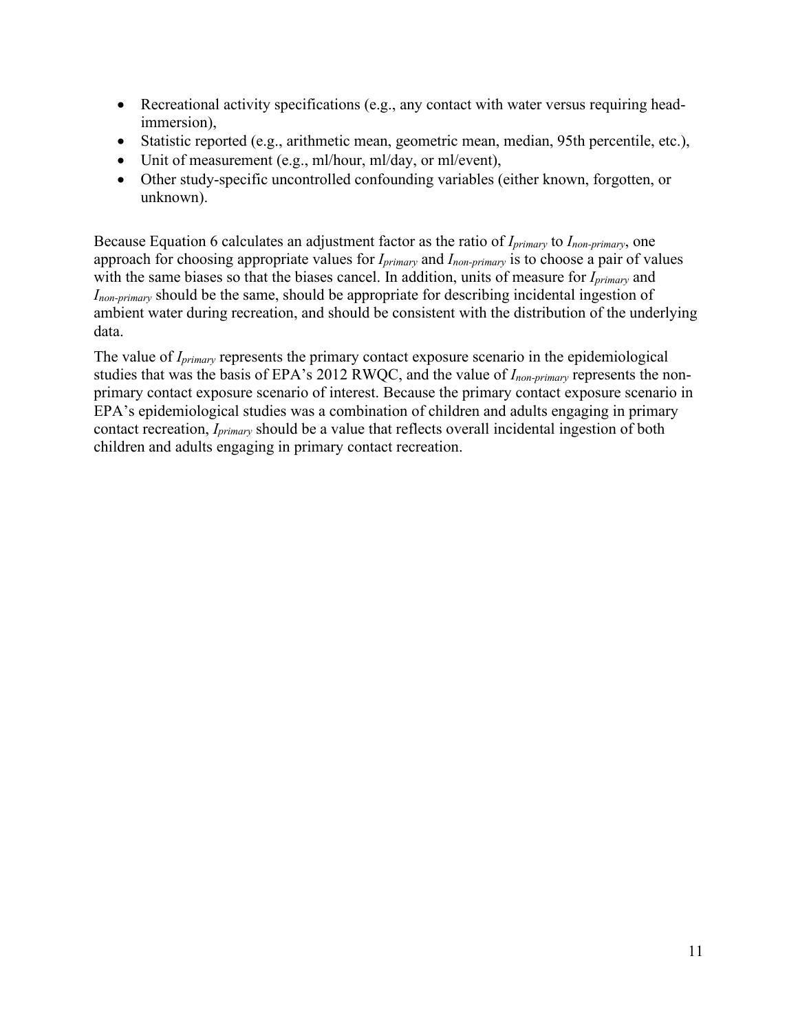- Recreational activity specifications (e.g., any contact with water versus requiring head-immersion),
- Statistic reported (e.g., arithmetic mean, geometric mean, median, 95th percentile, etc.),
- Unit of measurement (e.g., ml/hour, ml/day, or ml/event),
- Other study-specific uncontrolled confounding variables (either known, forgotten, or unknown).

Because Equation 6 calculates an adjustment factor as the ratio of $I_{primary}$ to $I_{non\text{-}primary}$, one approach for choosing appropriate values for $I_{primary}$ and $I_{non\text{-}primary}$ is to choose a pair of values with the same biases so that the biases cancel. In addition, units of measure for $I_{primary}$ and $I_{non\text{-}primary}$ should be the same, should be appropriate for describing incidental ingestion of ambient water during recreation, and should be consistent with the distribution of the underlying data.

The value of $I_{primary}$ represents the primary contact exposure scenario in the epidemiological studies that was the basis of EPA's 2012 RWQC, and the value of $I_{non\text{-}primary}$ represents the non-primary contact exposure scenario of interest. Because the primary contact exposure scenario in EPA's epidemiological studies was a combination of children and adults engaging in primary contact recreation, $I_{primary}$ should be a value that reflects overall incidental ingestion of both children and adults engaging in primary contact recreation.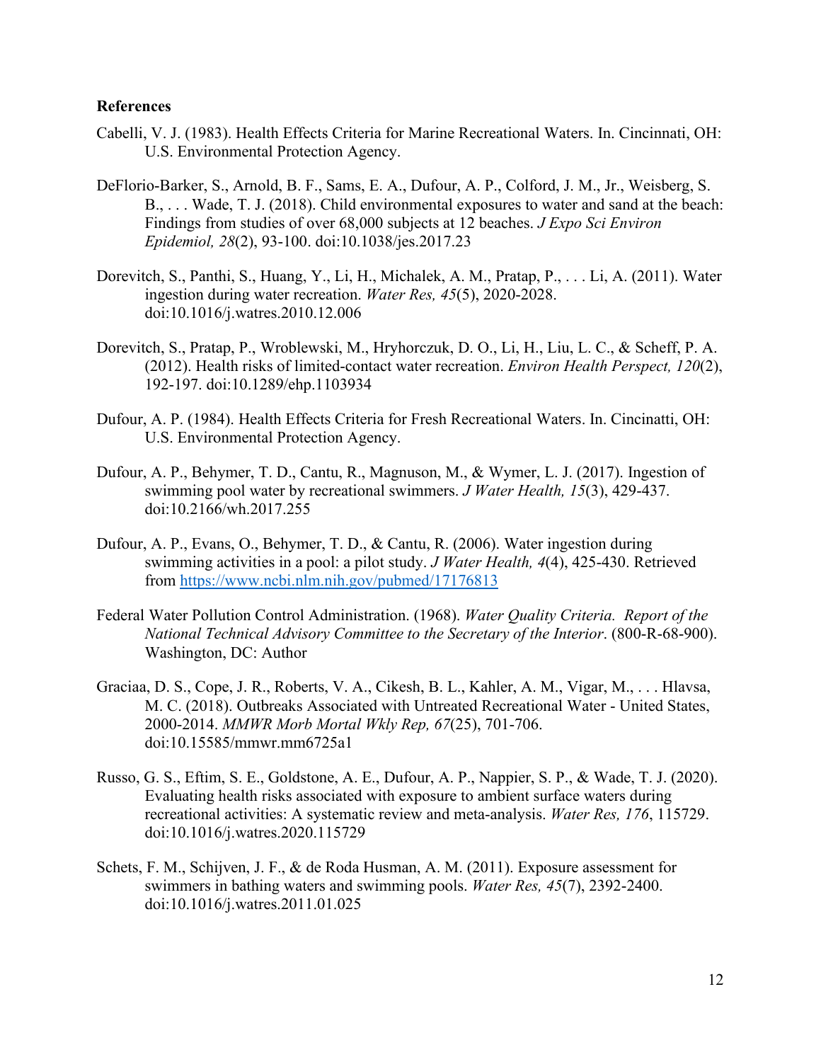**References**

Cabelli, V. J. (1983). Health Effects Criteria for Marine Recreational Waters. In. Cincinnati, OH: U.S. Environmental Protection Agency.

DeFlorio-Barker, S., Arnold, B. F., Sams, E. A., Dufour, A. P., Colford, J. M., Jr., Weisberg, S. B., . . . Wade, T. J. (2018). Child environmental exposures to water and sand at the beach: Findings from studies of over 68,000 subjects at 12 beaches. *J Expo Sci Environ Epidemiol, 28*(2), 93-100. doi:10.1038/jes.2017.23

Dorevitch, S., Panthi, S., Huang, Y., Li, H., Michalek, A. M., Pratap, P., . . . Li, A. (2011). Water ingestion during water recreation. *Water Res, 45*(5), 2020-2028. doi:10.1016/j.watres.2010.12.006

Dorevitch, S., Pratap, P., Wroblewski, M., Hryhorczuk, D. O., Li, H., Liu, L. C., & Scheff, P. A. (2012). Health risks of limited-contact water recreation. *Environ Health Perspect, 120*(2), 192-197. doi:10.1289/ehp.1103934

Dufour, A. P. (1984). Health Effects Criteria for Fresh Recreational Waters. In. Cincinatti, OH: U.S. Environmental Protection Agency.

Dufour, A. P., Behymer, T. D., Cantu, R., Magnuson, M., & Wymer, L. J. (2017). Ingestion of swimming pool water by recreational swimmers. *J Water Health, 15*(3), 429-437. doi:10.2166/wh.2017.255

Dufour, A. P., Evans, O., Behymer, T. D., & Cantu, R. (2006). Water ingestion during swimming activities in a pool: a pilot study. *J Water Health, 4*(4), 425-430. Retrieved from https://www.ncbi.nlm.nih.gov/pubmed/17176813

Federal Water Pollution Control Administration. (1968). *Water Quality Criteria. Report of the National Technical Advisory Committee to the Secretary of the Interior*. (800-R-68-900). Washington, DC: Author

Graciaa, D. S., Cope, J. R., Roberts, V. A., Cikesh, B. L., Kahler, A. M., Vigar, M., . . . Hlavsa, M. C. (2018). Outbreaks Associated with Untreated Recreational Water - United States, 2000-2014. *MMWR Morb Mortal Wkly Rep, 67*(25), 701-706. doi:10.15585/mmwr.mm6725a1

Russo, G. S., Eftim, S. E., Goldstone, A. E., Dufour, A. P., Nappier, S. P., & Wade, T. J. (2020). Evaluating health risks associated with exposure to ambient surface waters during recreational activities: A systematic review and meta-analysis. *Water Res, 176*, 115729. doi:10.1016/j.watres.2020.115729

Schets, F. M., Schijven, J. F., & de Roda Husman, A. M. (2011). Exposure assessment for swimmers in bathing waters and swimming pools. *Water Res, 45*(7), 2392-2400. doi:10.1016/j.watres.2011.01.025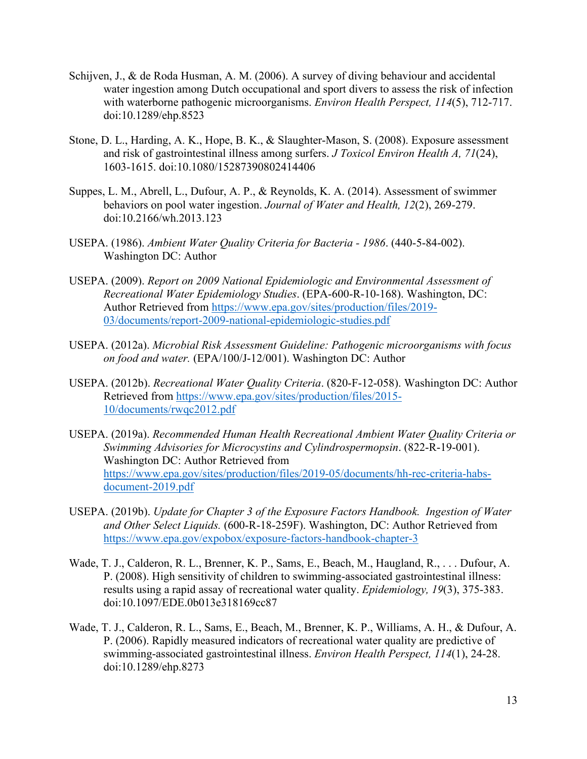Schijven, J., & de Roda Husman, A. M. (2006). A survey of diving behaviour and accidental water ingestion among Dutch occupational and sport divers to assess the risk of infection with waterborne pathogenic microorganisms. *Environ Health Perspect, 114*(5), 712-717. doi:10.1289/ehp.8523

Stone, D. L., Harding, A. K., Hope, B. K., & Slaughter-Mason, S. (2008). Exposure assessment and risk of gastrointestinal illness among surfers. *J Toxicol Environ Health A, 71*(24), 1603-1615. doi:10.1080/15287390802414406

Suppes, L. M., Abrell, L., Dufour, A. P., & Reynolds, K. A. (2014). Assessment of swimmer behaviors on pool water ingestion. *Journal of Water and Health, 12*(2), 269-279. doi:10.2166/wh.2013.123

USEPA. (1986). *Ambient Water Quality Criteria for Bacteria - 1986*. (440-5-84-002). Washington DC: Author

USEPA. (2009). *Report on 2009 National Epidemiologic and Environmental Assessment of Recreational Water Epidemiology Studies*. (EPA-600-R-10-168). Washington, DC: Author Retrieved from https://www.epa.gov/sites/production/files/2019-03/documents/report-2009-national-epidemiologic-studies.pdf

USEPA. (2012a). *Microbial Risk Assessment Guideline: Pathogenic microorganisms with focus on food and water.* (EPA/100/J-12/001). Washington DC: Author

USEPA. (2012b). *Recreational Water Quality Criteria*. (820-F-12-058). Washington DC: Author Retrieved from https://www.epa.gov/sites/production/files/2015-10/documents/rwqc2012.pdf

USEPA. (2019a). *Recommended Human Health Recreational Ambient Water Quality Criteria or Swimming Advisories for Microcystins and Cylindrospermopsin*. (822-R-19-001). Washington DC: Author Retrieved from https://www.epa.gov/sites/production/files/2019-05/documents/hh-rec-criteria-habs-document-2019.pdf

USEPA. (2019b). *Update for Chapter 3 of the Exposure Factors Handbook. Ingestion of Water and Other Select Liquids.* (600-R-18-259F). Washington, DC: Author Retrieved from https://www.epa.gov/expobox/exposure-factors-handbook-chapter-3

Wade, T. J., Calderon, R. L., Brenner, K. P., Sams, E., Beach, M., Haugland, R., . . . Dufour, A. P. (2008). High sensitivity of children to swimming-associated gastrointestinal illness: results using a rapid assay of recreational water quality. *Epidemiology, 19*(3), 375-383. doi:10.1097/EDE.0b013e318169cc87

Wade, T. J., Calderon, R. L., Sams, E., Beach, M., Brenner, K. P., Williams, A. H., & Dufour, A. P. (2006). Rapidly measured indicators of recreational water quality are predictive of swimming-associated gastrointestinal illness. *Environ Health Perspect, 114*(1), 24-28. doi:10.1289/ehp.8273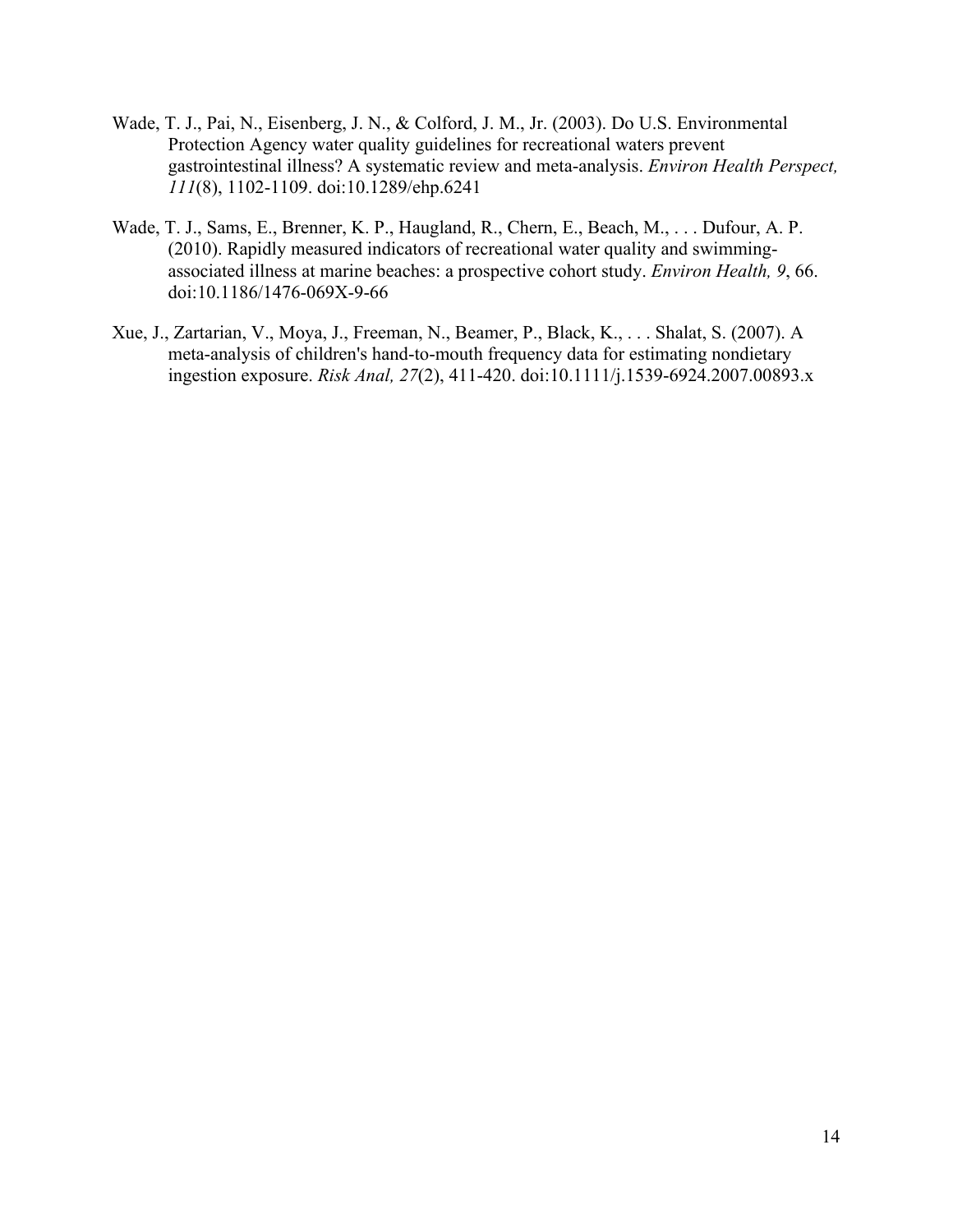Wade, T. J., Pai, N., Eisenberg, J. N., & Colford, J. M., Jr. (2003). Do U.S. Environmental Protection Agency water quality guidelines for recreational waters prevent gastrointestinal illness? A systematic review and meta-analysis. *Environ Health Perspect, 111*(8), 1102-1109. doi:10.1289/ehp.6241

Wade, T. J., Sams, E., Brenner, K. P., Haugland, R., Chern, E., Beach, M., . . . Dufour, A. P. (2010). Rapidly measured indicators of recreational water quality and swimming-associated illness at marine beaches: a prospective cohort study. *Environ Health, 9*, 66. doi:10.1186/1476-069X-9-66

Xue, J., Zartarian, V., Moya, J., Freeman, N., Beamer, P., Black, K., . . . Shalat, S. (2007). A meta-analysis of children's hand-to-mouth frequency data for estimating nondietary ingestion exposure. *Risk Anal, 27*(2), 411-420. doi:10.1111/j.1539-6924.2007.00893.x